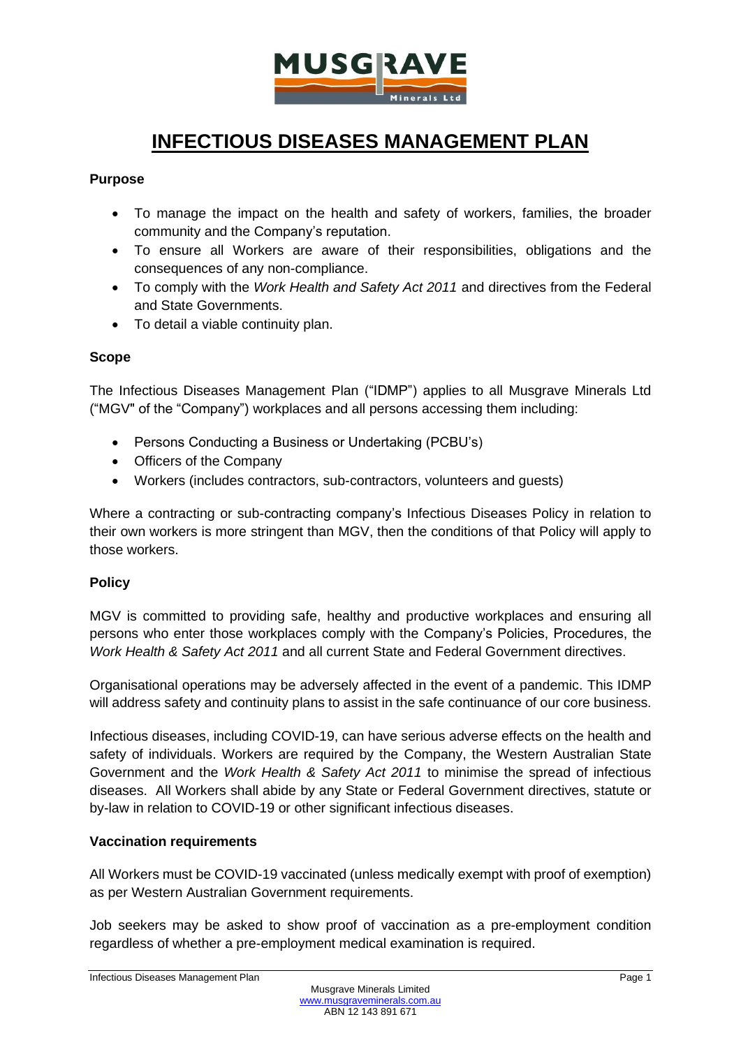# INFECTIOUS DISEASES MANAGEMENT PLAN

**Purpose**

- To manage the impact on the health and safety of workers, families, the broader community and the Company's reputation.
- To ensure all Workers are aware of their responsibilities, obligations and the consequences of any non-compliance.
- To comply with the *Work Health and Safety Act 2011* and directives from the Federal and State Governments.
- To detail a viable continuity plan.

**Scope**

The Infectious Diseases Management Plan ("IDMP") applies to all Musgrave Minerals Ltd ("MGV" of the "Company") workplaces and all persons accessing them including:

- Persons Conducting a Business or Undertaking (PCBU's)
- Officers of the Company
- Workers (includes contractors, sub-contractors, volunteers and guests)

Where a contracting or sub-contracting company's Infectious Diseases Policy in relation to their own workers is more stringent than MGV, then the conditions of that Policy will apply to those workers.

**Policy**

MGV is committed to providing safe, healthy and productive workplaces and ensuring all persons who enter those workplaces comply with the Company's Policies, Procedures, the *Work Health & Safety Act 2011* and all current State and Federal Government directives.

Organisational operations may be adversely affected in the event of a pandemic. This IDMP will address safety and continuity plans to assist in the safe continuance of our core business.

Infectious diseases, including COVID-19, can have serious adverse effects on the health and safety of individuals. Workers are required by the Company, the Western Australian State Government and the *Work Health & Safety Act 2011* to minimise the spread of infectious diseases. All Workers shall abide by any State or Federal Government directives, statute or by-law in relation to COVID-19 or other significant infectious diseases.

**Vaccination requirements**

All Workers must be COVID-19 vaccinated (unless medically exempt with proof of exemption) as per Western Australian Government requirements.

Job seekers may be asked to show proof of vaccination as a pre-employment condition regardless of whether a pre-employment medical examination is required.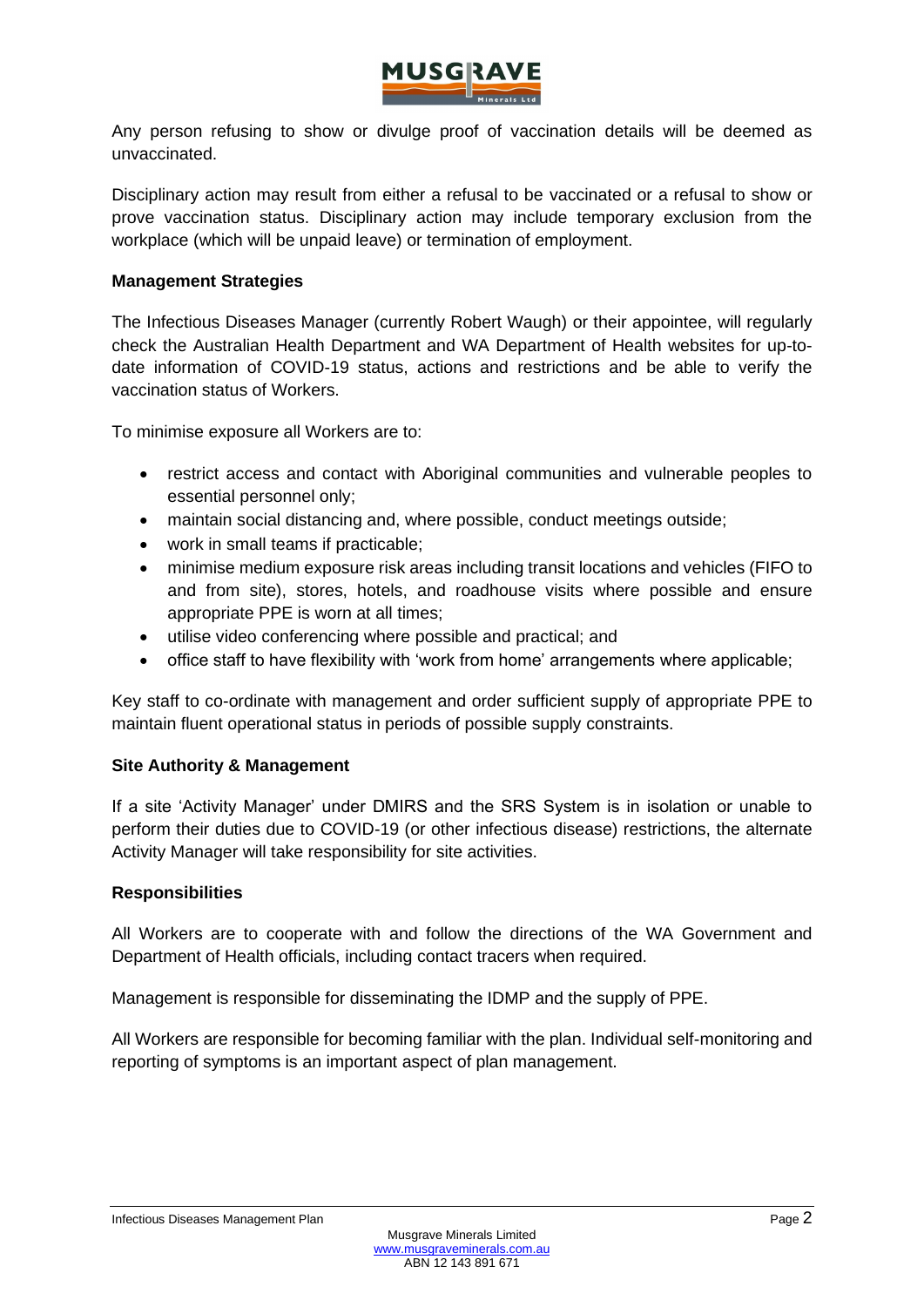Any person refusing to show or divulge proof of vaccination details will be deemed as unvaccinated.

Disciplinary action may result from either a refusal to be vaccinated or a refusal to show or prove vaccination status. Disciplinary action may include temporary exclusion from the workplace (which will be unpaid leave) or termination of employment.

**Management Strategies**

The Infectious Diseases Manager (currently Robert Waugh) or their appointee, will regularly check the Australian Health Department and WA Department of Health websites for up-to-date information of COVID-19 status, actions and restrictions and be able to verify the vaccination status of Workers.

To minimise exposure all Workers are to:

- restrict access and contact with Aboriginal communities and vulnerable peoples to essential personnel only;
- maintain social distancing and, where possible, conduct meetings outside;
- work in small teams if practicable;
- minimise medium exposure risk areas including transit locations and vehicles (FIFO to and from site), stores, hotels, and roadhouse visits where possible and ensure appropriate PPE is worn at all times;
- utilise video conferencing where possible and practical; and
- office staff to have flexibility with 'work from home' arrangements where applicable;

Key staff to co-ordinate with management and order sufficient supply of appropriate PPE to maintain fluent operational status in periods of possible supply constraints.

**Site Authority & Management**

If a site 'Activity Manager' under DMIRS and the SRS System is in isolation or unable to perform their duties due to COVID-19 (or other infectious disease) restrictions, the alternate Activity Manager will take responsibility for site activities.

**Responsibilities**

All Workers are to cooperate with and follow the directions of the WA Government and Department of Health officials, including contact tracers when required.

Management is responsible for disseminating the IDMP and the supply of PPE.

All Workers are responsible for becoming familiar with the plan. Individual self-monitoring and reporting of symptoms is an important aspect of plan management.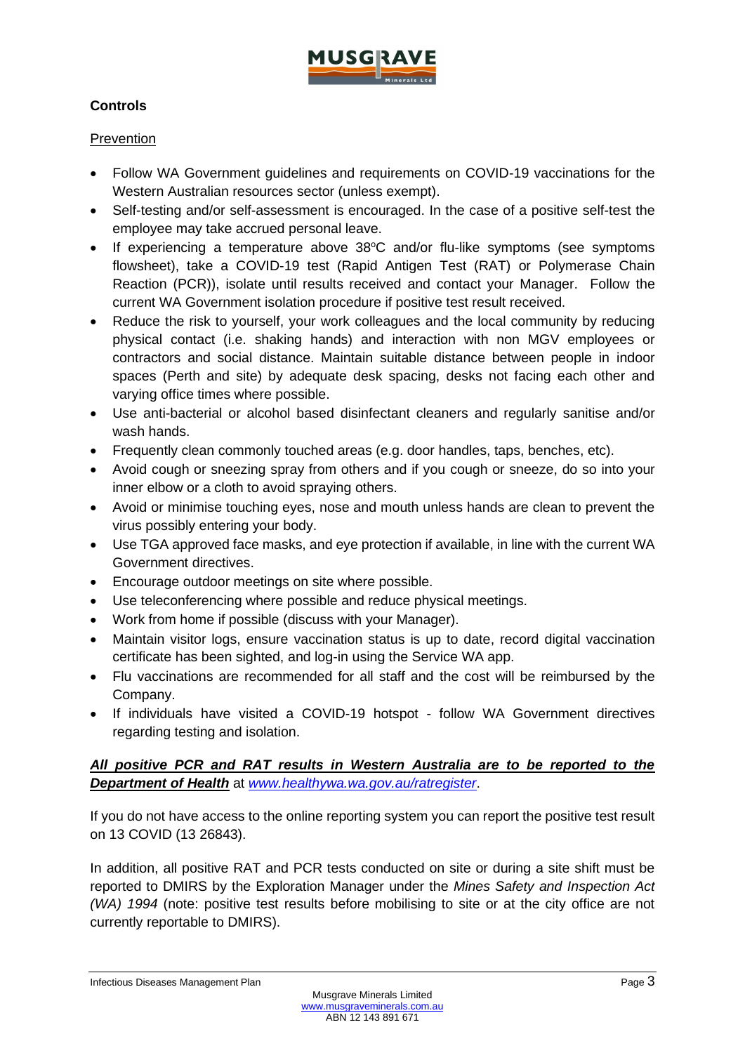**Controls**

Prevention

- Follow WA Government guidelines and requirements on COVID-19 vaccinations for the Western Australian resources sector (unless exempt).
- Self-testing and/or self-assessment is encouraged. In the case of a positive self-test the employee may take accrued personal leave.
- If experiencing a temperature above 38ºC and/or flu-like symptoms (see symptoms flowsheet), take a COVID-19 test (Rapid Antigen Test (RAT) or Polymerase Chain Reaction (PCR)), isolate until results received and contact your Manager. Follow the current WA Government isolation procedure if positive test result received.
- Reduce the risk to yourself, your work colleagues and the local community by reducing physical contact (i.e. shaking hands) and interaction with non MGV employees or contractors and social distance. Maintain suitable distance between people in indoor spaces (Perth and site) by adequate desk spacing, desks not facing each other and varying office times where possible.
- Use anti-bacterial or alcohol based disinfectant cleaners and regularly sanitise and/or wash hands.
- Frequently clean commonly touched areas (e.g. door handles, taps, benches, etc).
- Avoid cough or sneezing spray from others and if you cough or sneeze, do so into your inner elbow or a cloth to avoid spraying others.
- Avoid or minimise touching eyes, nose and mouth unless hands are clean to prevent the virus possibly entering your body.
- Use TGA approved face masks, and eye protection if available, in line with the current WA Government directives.
- Encourage outdoor meetings on site where possible.
- Use teleconferencing where possible and reduce physical meetings.
- Work from home if possible (discuss with your Manager).
- Maintain visitor logs, ensure vaccination status is up to date, record digital vaccination certificate has been sighted, and log-in using the Service WA app.
- Flu vaccinations are recommended for all staff and the cost will be reimbursed by the Company.
- If individuals have visited a COVID-19 hotspot - follow WA Government directives regarding testing and isolation.

***All positive PCR and RAT results in Western Australia are to be reported to the Department of Health*** at *www.healthywa.wa.gov.au/ratregister*.

If you do not have access to the online reporting system you can report the positive test result on 13 COVID (13 26843).

In addition, all positive RAT and PCR tests conducted on site or during a site shift must be reported to DMIRS by the Exploration Manager under the *Mines Safety and Inspection Act (WA) 1994* (note: positive test results before mobilising to site or at the city office are not currently reportable to DMIRS).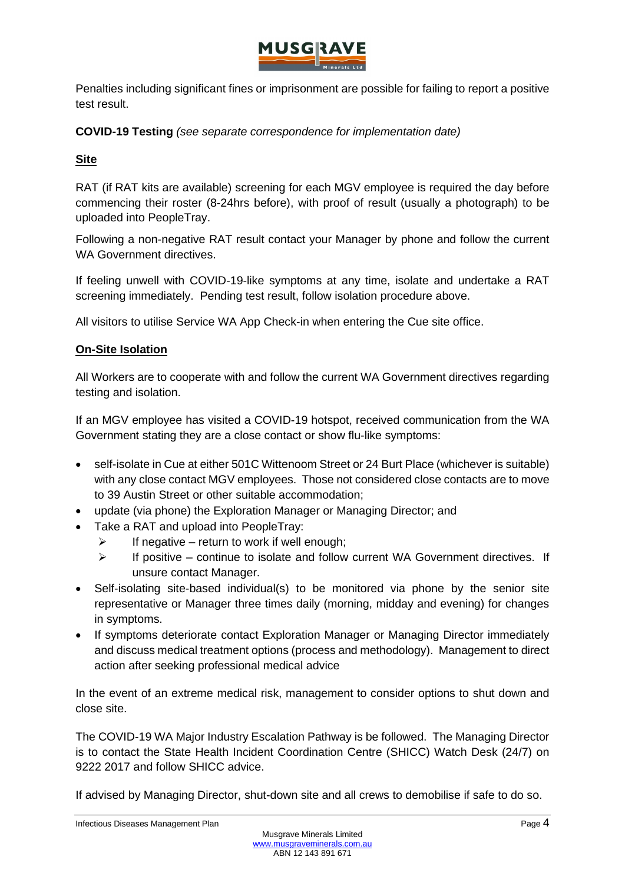Penalties including significant fines or imprisonment are possible for failing to report a positive test result.

**COVID-19 Testing** *(see separate correspondence for implementation date)*

**Site**

RAT (if RAT kits are available) screening for each MGV employee is required the day before commencing their roster (8-24hrs before), with proof of result (usually a photograph) to be uploaded into PeopleTray.

Following a non-negative RAT result contact your Manager by phone and follow the current WA Government directives.

If feeling unwell with COVID-19-like symptoms at any time, isolate and undertake a RAT screening immediately. Pending test result, follow isolation procedure above.

All visitors to utilise Service WA App Check-in when entering the Cue site office.

**On-Site Isolation**

All Workers are to cooperate with and follow the current WA Government directives regarding testing and isolation.

If an MGV employee has visited a COVID-19 hotspot, received communication from the WA Government stating they are a close contact or show flu-like symptoms:

- self-isolate in Cue at either 501C Wittenoom Street or 24 Burt Place (whichever is suitable) with any close contact MGV employees. Those not considered close contacts are to move to 39 Austin Street or other suitable accommodation;
- update (via phone) the Exploration Manager or Managing Director; and
- Take a RAT and upload into PeopleTray:
  - If negative – return to work if well enough;
  - If positive – continue to isolate and follow current WA Government directives. If unsure contact Manager.
- Self-isolating site-based individual(s) to be monitored via phone by the senior site representative or Manager three times daily (morning, midday and evening) for changes in symptoms.
- If symptoms deteriorate contact Exploration Manager or Managing Director immediately and discuss medical treatment options (process and methodology). Management to direct action after seeking professional medical advice

In the event of an extreme medical risk, management to consider options to shut down and close site.

The COVID-19 WA Major Industry Escalation Pathway is be followed. The Managing Director is to contact the State Health Incident Coordination Centre (SHICC) Watch Desk (24/7) on 9222 2017 and follow SHICC advice.

If advised by Managing Director, shut-down site and all crews to demobilise if safe to do so.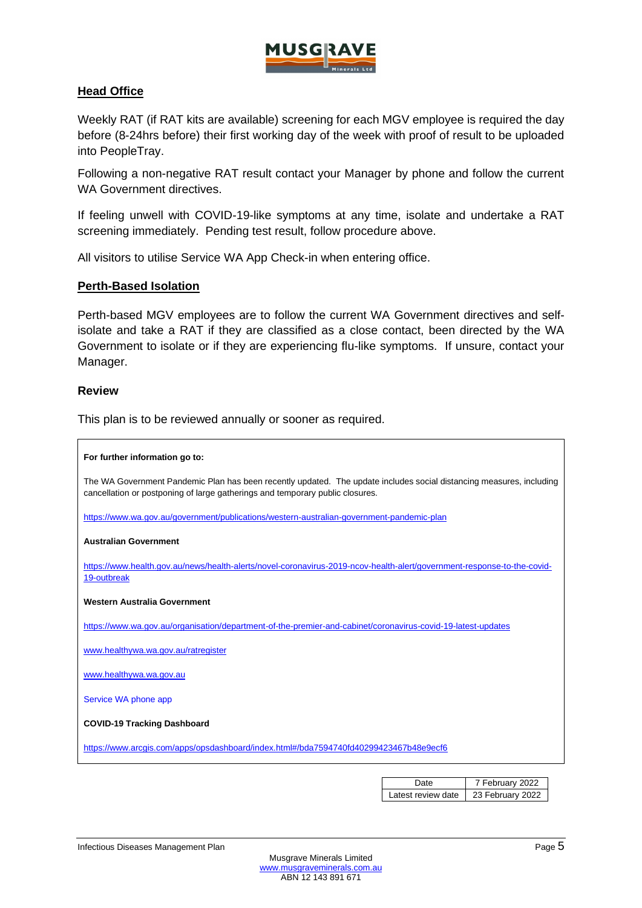## Head Office

Weekly RAT (if RAT kits are available) screening for each MGV employee is required the day before (8-24hrs before) their first working day of the week with proof of result to be uploaded into PeopleTray.

Following a non-negative RAT result contact your Manager by phone and follow the current WA Government directives.

If feeling unwell with COVID-19-like symptoms at any time, isolate and undertake a RAT screening immediately. Pending test result, follow procedure above.

All visitors to utilise Service WA App Check-in when entering office.

## Perth-Based Isolation

Perth-based MGV employees are to follow the current WA Government directives and self-isolate and take a RAT if they are classified as a close contact, been directed by the WA Government to isolate or if they are experiencing flu-like symptoms. If unsure, contact your Manager.

## Review

This plan is to be reviewed annually or sooner as required.

**For further information go to:**

The WA Government Pandemic Plan has been recently updated. The update includes social distancing measures, including cancellation or postponing of large gatherings and temporary public closures.

https://www.wa.gov.au/government/publications/western-australian-government-pandemic-plan

**Australian Government**

https://www.health.gov.au/news/health-alerts/novel-coronavirus-2019-ncov-health-alert/government-response-to-the-covid-19-outbreak

**Western Australia Government**

https://www.wa.gov.au/organisation/department-of-the-premier-and-cabinet/coronavirus-covid-19-latest-updates

www.healthywa.wa.gov.au/ratregister

www.healthywa.wa.gov.au

Service WA phone app

**COVID-19 Tracking Dashboard**

https://www.arcgis.com/apps/opsdashboard/index.html#/bda7594740fd40299423467b48e9ecf6

| | |
|---|---|
| Date | 7 February 2022 |
| Latest review date | 23 February 2022 |